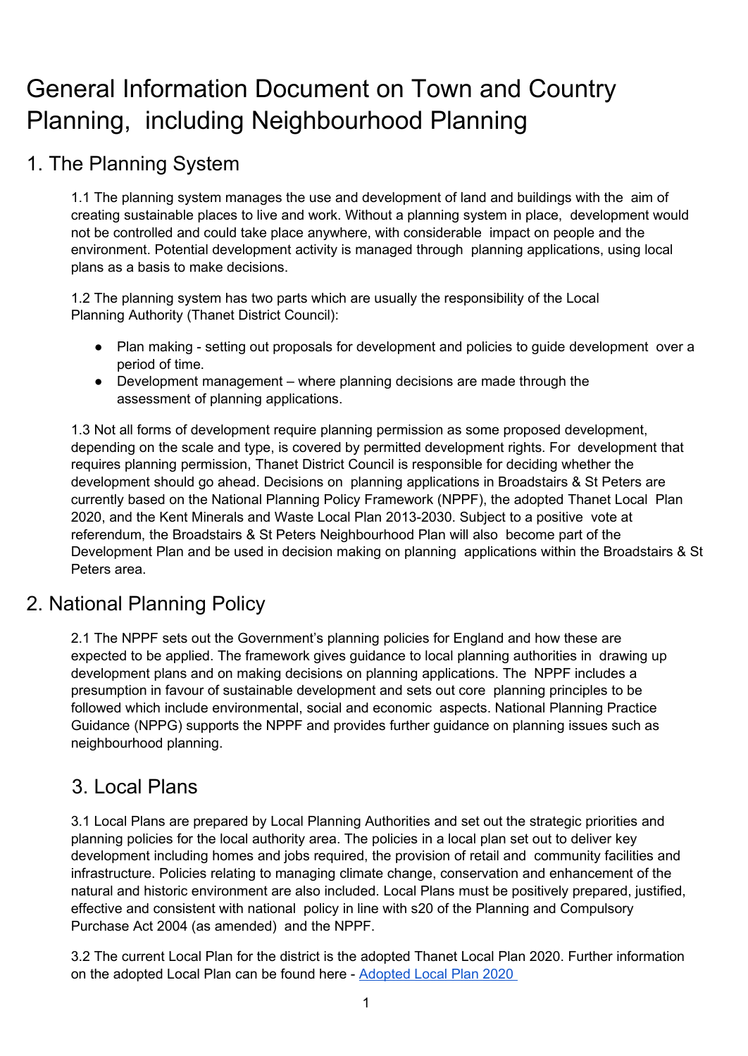# General Information Document on Town and Country Planning, including Neighbourhood Planning

## 1. The Planning System

1.1 The planning system manages the use and development of land and buildings with the aim of creating sustainable places to live and work. Without a planning system in place, development would not be controlled and could take place anywhere, with considerable impact on people and the environment. Potential development activity is managed through planning applications, using local plans as a basis to make decisions.

1.2 The planning system has two parts which are usually the responsibility of the Local Planning Authority (Thanet District Council):

- Plan making - setting out proposals for development and policies to guide development over a period of time.
- Development management – where planning decisions are made through the assessment of planning applications.

1.3 Not all forms of development require planning permission as some proposed development, depending on the scale and type, is covered by permitted development rights. For development that requires planning permission, Thanet District Council is responsible for deciding whether the development should go ahead. Decisions on planning applications in Broadstairs & St Peters are currently based on the National Planning Policy Framework (NPPF), the adopted Thanet Local Plan 2020, and the Kent Minerals and Waste Local Plan 2013-2030. Subject to a positive vote at referendum, the Broadstairs & St Peters Neighbourhood Plan will also become part of the Development Plan and be used in decision making on planning applications within the Broadstairs & St Peters area.

## 2. National Planning Policy

2.1 The NPPF sets out the Government's planning policies for England and how these are expected to be applied. The framework gives guidance to local planning authorities in drawing up development plans and on making decisions on planning applications. The NPPF includes a presumption in favour of sustainable development and sets out core planning principles to be followed which include environmental, social and economic aspects. National Planning Practice Guidance (NPPG) supports the NPPF and provides further guidance on planning issues such as neighbourhood planning.

## 3. Local Plans

3.1 Local Plans are prepared by Local Planning Authorities and set out the strategic priorities and planning policies for the local authority area. The policies in a local plan set out to deliver key development including homes and jobs required, the provision of retail and community facilities and infrastructure. Policies relating to managing climate change, conservation and enhancement of the natural and historic environment are also included. Local Plans must be positively prepared, justified, effective and consistent with national policy in line with s20 of the Planning and Compulsory Purchase Act 2004 (as amended) and the NPPF.

3.2 The current Local Plan for the district is the adopted Thanet Local Plan 2020. Further information on the adopted Local Plan can be found here - [Adopted Local Plan 2020](#)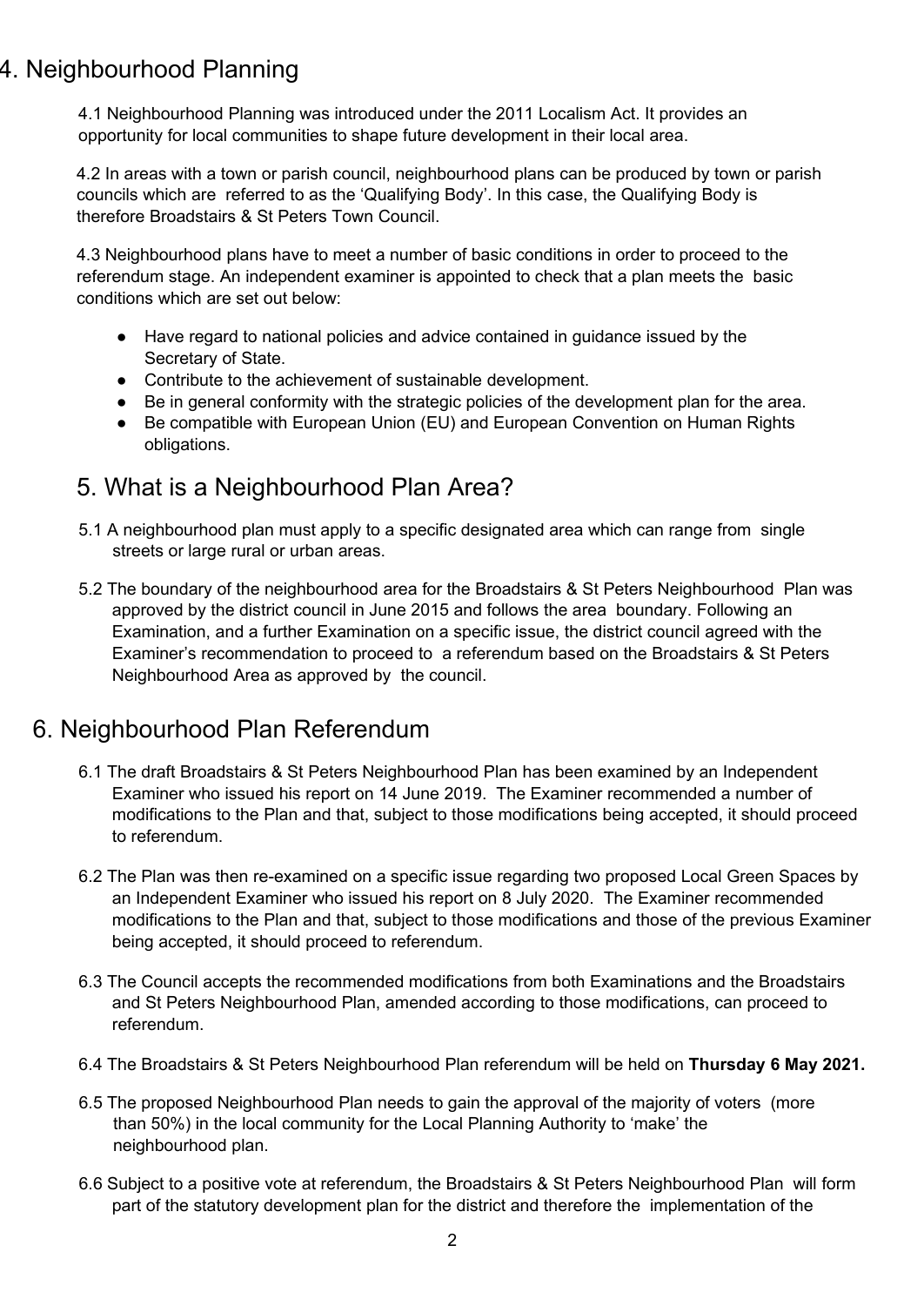## 4. Neighbourhood Planning

4.1 Neighbourhood Planning was introduced under the 2011 Localism Act. It provides an opportunity for local communities to shape future development in their local area.

4.2 In areas with a town or parish council, neighbourhood plans can be produced by town or parish councils which are referred to as the 'Qualifying Body'. In this case, the Qualifying Body is therefore Broadstairs & St Peters Town Council.

4.3 Neighbourhood plans have to meet a number of basic conditions in order to proceed to the referendum stage. An independent examiner is appointed to check that a plan meets the basic conditions which are set out below:

- Have regard to national policies and advice contained in guidance issued by the Secretary of State.
- Contribute to the achievement of sustainable development.
- Be in general conformity with the strategic policies of the development plan for the area.
- Be compatible with European Union (EU) and European Convention on Human Rights obligations.

## 5. What is a Neighbourhood Plan Area?

5.1 A neighbourhood plan must apply to a specific designated area which can range from single streets or large rural or urban areas.

5.2 The boundary of the neighbourhood area for the Broadstairs & St Peters Neighbourhood Plan was approved by the district council in June 2015 and follows the area boundary. Following an Examination, and a further Examination on a specific issue, the district council agreed with the Examiner's recommendation to proceed to a referendum based on the Broadstairs & St Peters Neighbourhood Area as approved by the council.

## 6. Neighbourhood Plan Referendum

6.1 The draft Broadstairs & St Peters Neighbourhood Plan has been examined by an Independent Examiner who issued his report on 14 June 2019. The Examiner recommended a number of modifications to the Plan and that, subject to those modifications being accepted, it should proceed to referendum.

6.2 The Plan was then re-examined on a specific issue regarding two proposed Local Green Spaces by an Independent Examiner who issued his report on 8 July 2020. The Examiner recommended modifications to the Plan and that, subject to those modifications and those of the previous Examiner being accepted, it should proceed to referendum.

6.3 The Council accepts the recommended modifications from both Examinations and the Broadstairs and St Peters Neighbourhood Plan, amended according to those modifications, can proceed to referendum.

6.4 The Broadstairs & St Peters Neighbourhood Plan referendum will be held on **Thursday 6 May 2021.**

6.5 The proposed Neighbourhood Plan needs to gain the approval of the majority of voters (more than 50%) in the local community for the Local Planning Authority to 'make' the neighbourhood plan.

6.6 Subject to a positive vote at referendum, the Broadstairs & St Peters Neighbourhood Plan will form part of the statutory development plan for the district and therefore the implementation of the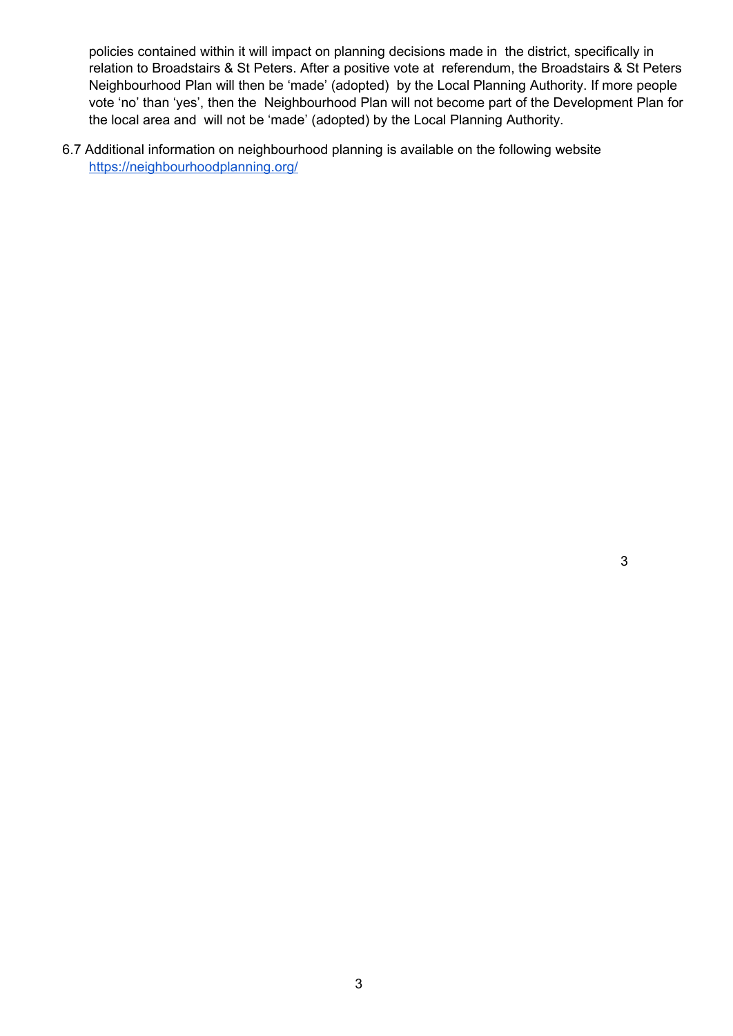policies contained within it will impact on planning decisions made in the district, specifically in relation to Broadstairs & St Peters. After a positive vote at referendum, the Broadstairs & St Peters Neighbourhood Plan will then be 'made' (adopted) by the Local Planning Authority. If more people vote 'no' than 'yes', then the Neighbourhood Plan will not become part of the Development Plan for the local area and will not be 'made' (adopted) by the Local Planning Authority.

6.7 Additional information on neighbourhood planning is available on the following website https://neighbourhoodplanning.org/